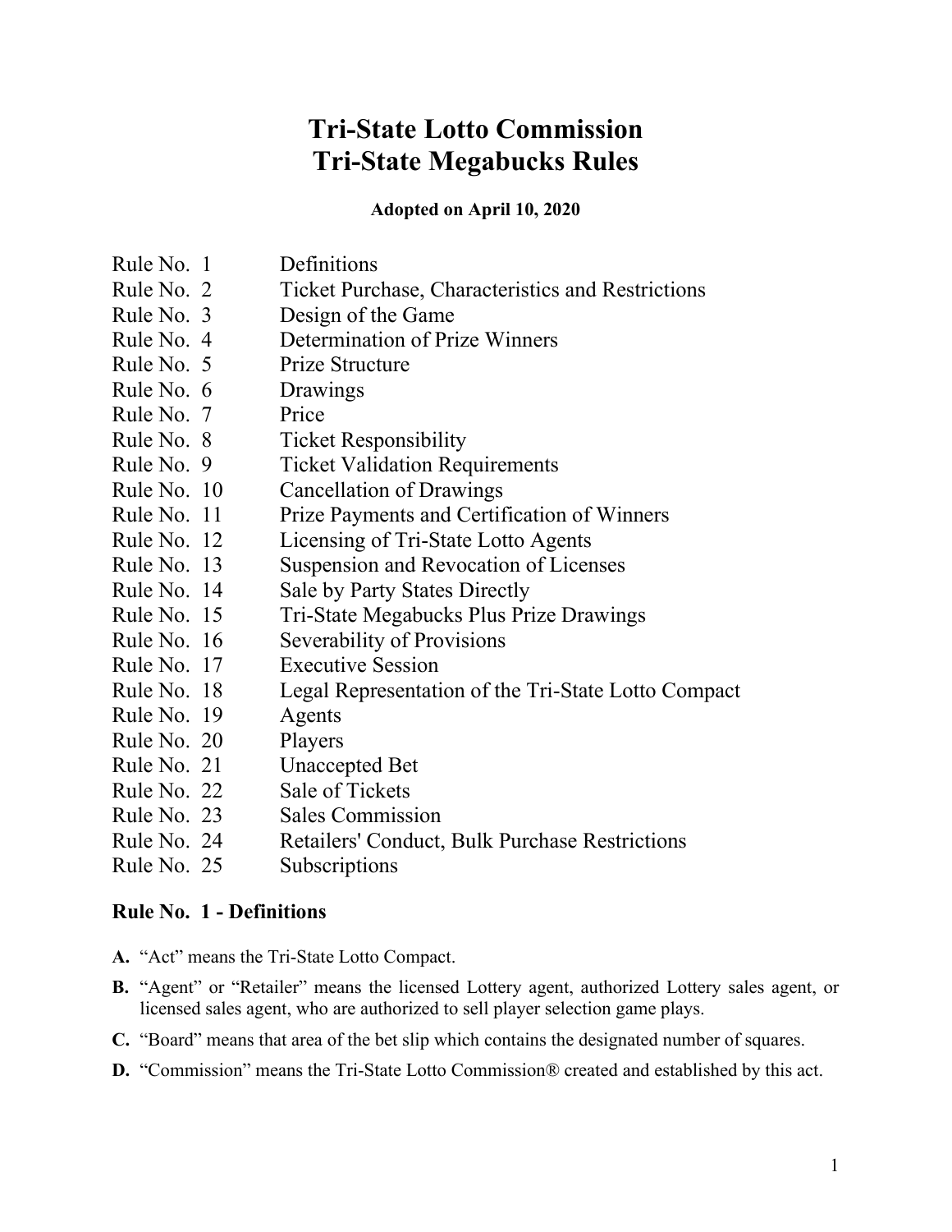# Tri-State Lotto Commission
# Tri-State Megabucks Rules

**Adopted on April 10, 2020**

| | |
|---|---|
| Rule No. 1 | Definitions |
| Rule No. 2 | Ticket Purchase, Characteristics and Restrictions |
| Rule No. 3 | Design of the Game |
| Rule No. 4 | Determination of Prize Winners |
| Rule No. 5 | Prize Structure |
| Rule No. 6 | Drawings |
| Rule No. 7 | Price |
| Rule No. 8 | Ticket Responsibility |
| Rule No. 9 | Ticket Validation Requirements |
| Rule No. 10 | Cancellation of Drawings |
| Rule No. 11 | Prize Payments and Certification of Winners |
| Rule No. 12 | Licensing of Tri-State Lotto Agents |
| Rule No. 13 | Suspension and Revocation of Licenses |
| Rule No. 14 | Sale by Party States Directly |
| Rule No. 15 | Tri-State Megabucks Plus Prize Drawings |
| Rule No. 16 | Severability of Provisions |
| Rule No. 17 | Executive Session |
| Rule No. 18 | Legal Representation of the Tri-State Lotto Compact |
| Rule No. 19 | Agents |
| Rule No. 20 | Players |
| Rule No. 21 | Unaccepted Bet |
| Rule No. 22 | Sale of Tickets |
| Rule No. 23 | Sales Commission |
| Rule No. 24 | Retailers' Conduct, Bulk Purchase Restrictions |
| Rule No. 25 | Subscriptions |

## Rule No. 1 - Definitions

**A.** "Act" means the Tri-State Lotto Compact.

**B.** "Agent" or "Retailer" means the licensed Lottery agent, authorized Lottery sales agent, or licensed sales agent, who are authorized to sell player selection game plays.

**C.** "Board" means that area of the bet slip which contains the designated number of squares.

**D.** "Commission" means the Tri-State Lotto Commission® created and established by this act.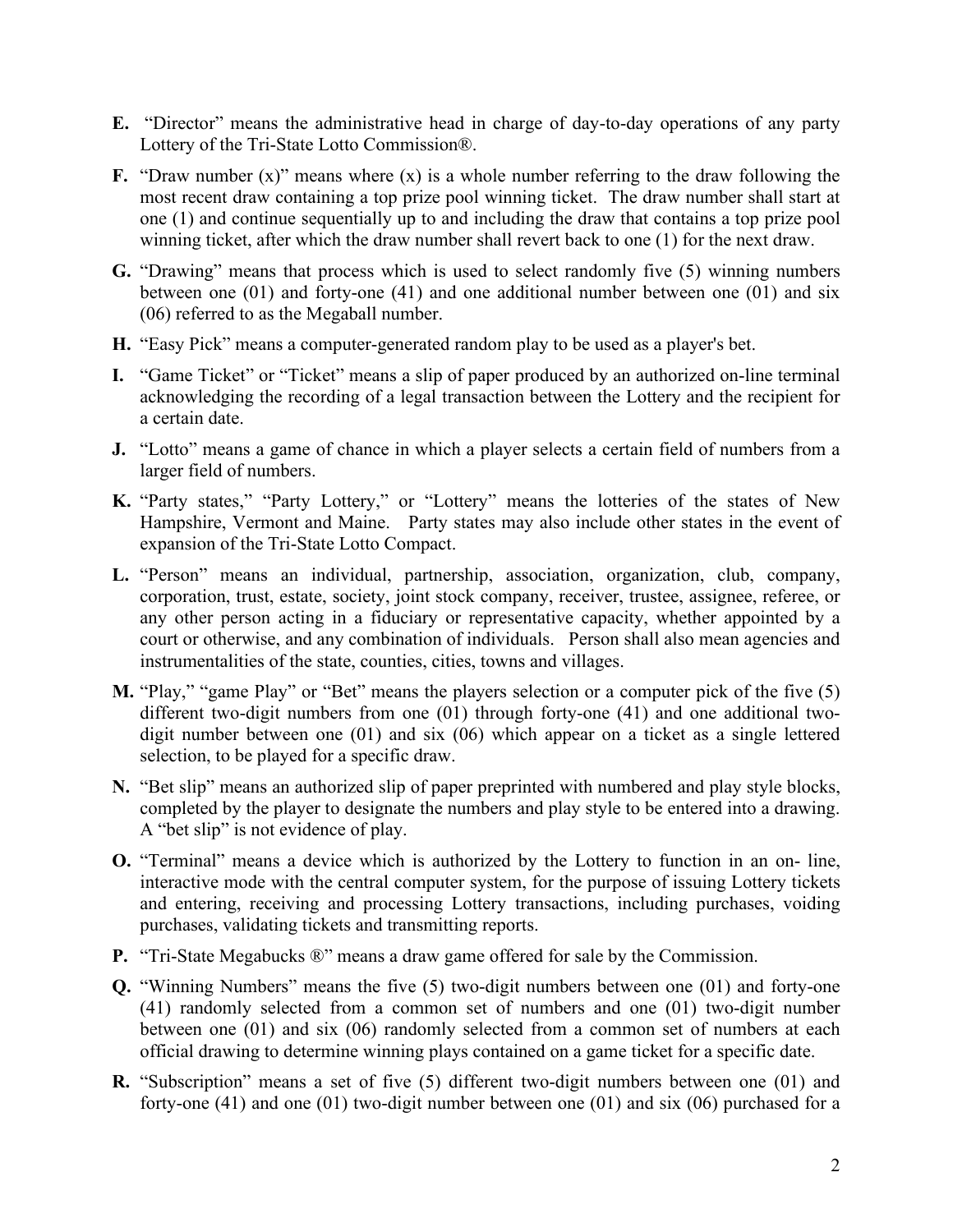**E.** "Director" means the administrative head in charge of day-to-day operations of any party Lottery of the Tri-State Lotto Commission®.

**F.** "Draw number (x)" means where (x) is a whole number referring to the draw following the most recent draw containing a top prize pool winning ticket. The draw number shall start at one (1) and continue sequentially up to and including the draw that contains a top prize pool winning ticket, after which the draw number shall revert back to one (1) for the next draw.

**G.** "Drawing" means that process which is used to select randomly five (5) winning numbers between one (01) and forty-one (41) and one additional number between one (01) and six (06) referred to as the Megaball number.

**H.** "Easy Pick" means a computer-generated random play to be used as a player's bet.

**I.** "Game Ticket" or "Ticket" means a slip of paper produced by an authorized on-line terminal acknowledging the recording of a legal transaction between the Lottery and the recipient for a certain date.

**J.** "Lotto" means a game of chance in which a player selects a certain field of numbers from a larger field of numbers.

**K.** "Party states," "Party Lottery," or "Lottery" means the lotteries of the states of New Hampshire, Vermont and Maine. Party states may also include other states in the event of expansion of the Tri-State Lotto Compact.

**L.** "Person" means an individual, partnership, association, organization, club, company, corporation, trust, estate, society, joint stock company, receiver, trustee, assignee, referee, or any other person acting in a fiduciary or representative capacity, whether appointed by a court or otherwise, and any combination of individuals. Person shall also mean agencies and instrumentalities of the state, counties, cities, towns and villages.

**M.** "Play," "game Play" or "Bet" means the players selection or a computer pick of the five (5) different two-digit numbers from one (01) through forty-one (41) and one additional two-digit number between one (01) and six (06) which appear on a ticket as a single lettered selection, to be played for a specific draw.

**N.** "Bet slip" means an authorized slip of paper preprinted with numbered and play style blocks, completed by the player to designate the numbers and play style to be entered into a drawing. A "bet slip" is not evidence of play.

**O.** "Terminal" means a device which is authorized by the Lottery to function in an on- line, interactive mode with the central computer system, for the purpose of issuing Lottery tickets and entering, receiving and processing Lottery transactions, including purchases, voiding purchases, validating tickets and transmitting reports.

**P.** "Tri-State Megabucks ®" means a draw game offered for sale by the Commission.

**Q.** "Winning Numbers" means the five (5) two-digit numbers between one (01) and forty-one (41) randomly selected from a common set of numbers and one (01) two-digit number between one (01) and six (06) randomly selected from a common set of numbers at each official drawing to determine winning plays contained on a game ticket for a specific date.

**R.** "Subscription" means a set of five (5) different two-digit numbers between one (01) and forty-one (41) and one (01) two-digit number between one (01) and six (06) purchased for a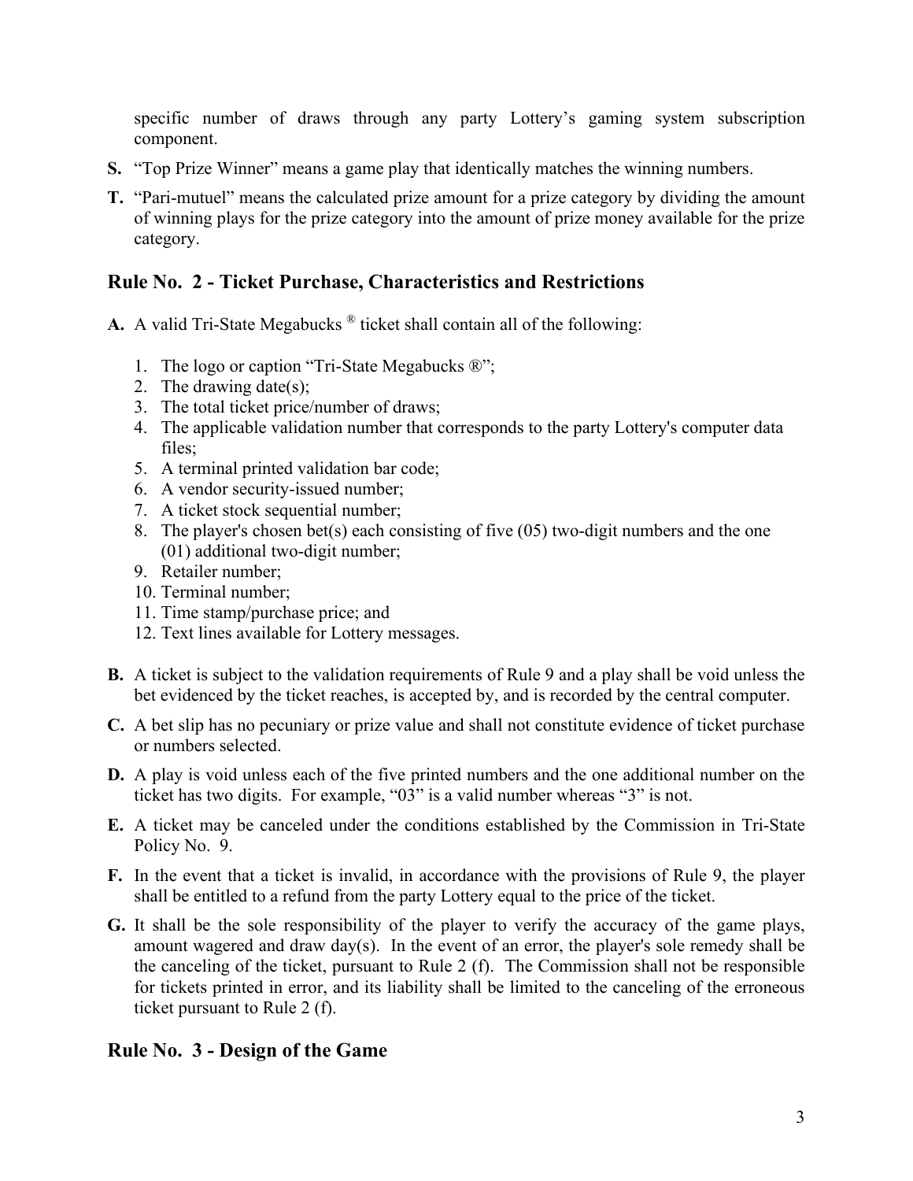specific number of draws through any party Lottery's gaming system subscription component.

**S.** "Top Prize Winner" means a game play that identically matches the winning numbers.

**T.** "Pari-mutuel" means the calculated prize amount for a prize category by dividing the amount of winning plays for the prize category into the amount of prize money available for the prize category.

## Rule No. 2 - Ticket Purchase, Characteristics and Restrictions

**A.** A valid Tri-State Megabucks ® ticket shall contain all of the following:

1. The logo or caption "Tri-State Megabucks ®";
2. The drawing date(s);
3. The total ticket price/number of draws;
4. The applicable validation number that corresponds to the party Lottery's computer data files;
5. A terminal printed validation bar code;
6. A vendor security-issued number;
7. A ticket stock sequential number;
8. The player's chosen bet(s) each consisting of five (05) two-digit numbers and the one (01) additional two-digit number;
9. Retailer number;
10. Terminal number;
11. Time stamp/purchase price; and
12. Text lines available for Lottery messages.

**B.** A ticket is subject to the validation requirements of Rule 9 and a play shall be void unless the bet evidenced by the ticket reaches, is accepted by, and is recorded by the central computer.

**C.** A bet slip has no pecuniary or prize value and shall not constitute evidence of ticket purchase or numbers selected.

**D.** A play is void unless each of the five printed numbers and the one additional number on the ticket has two digits. For example, "03" is a valid number whereas "3" is not.

**E.** A ticket may be canceled under the conditions established by the Commission in Tri-State Policy No. 9.

**F.** In the event that a ticket is invalid, in accordance with the provisions of Rule 9, the player shall be entitled to a refund from the party Lottery equal to the price of the ticket.

**G.** It shall be the sole responsibility of the player to verify the accuracy of the game plays, amount wagered and draw day(s). In the event of an error, the player's sole remedy shall be the canceling of the ticket, pursuant to Rule 2 (f). The Commission shall not be responsible for tickets printed in error, and its liability shall be limited to the canceling of the erroneous ticket pursuant to Rule 2 (f).

## Rule No. 3 - Design of the Game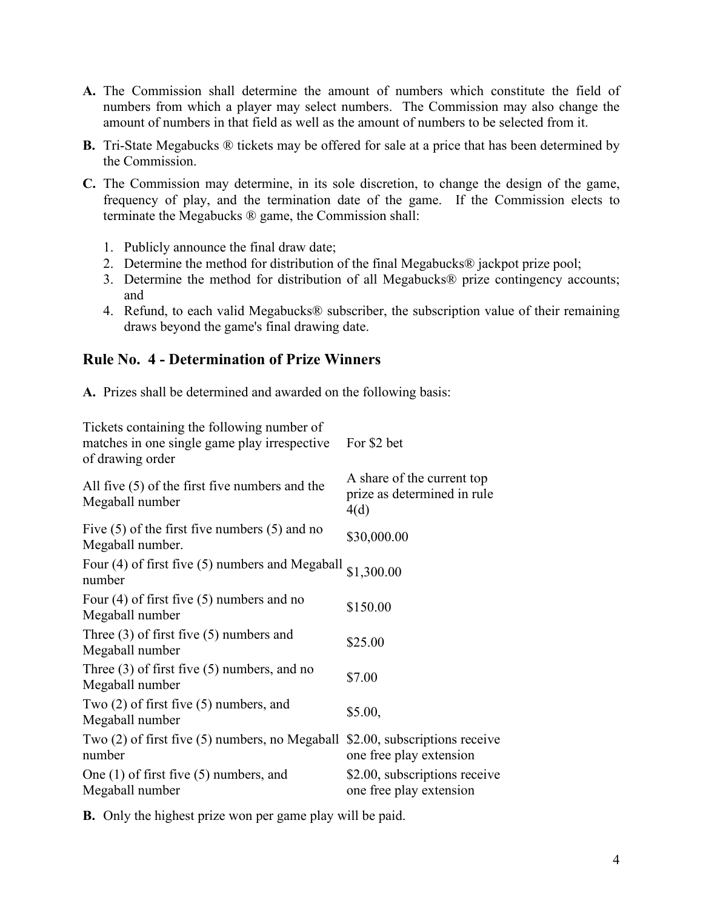**A.** The Commission shall determine the amount of numbers which constitute the field of numbers from which a player may select numbers. The Commission may also change the amount of numbers in that field as well as the amount of numbers to be selected from it.

**B.** Tri-State Megabucks ® tickets may be offered for sale at a price that has been determined by the Commission.

**C.** The Commission may determine, in its sole discretion, to change the design of the game, frequency of play, and the termination date of the game. If the Commission elects to terminate the Megabucks ® game, the Commission shall:

1. Publicly announce the final draw date;
2. Determine the method for distribution of the final Megabucks® jackpot prize pool;
3. Determine the method for distribution of all Megabucks® prize contingency accounts; and
4. Refund, to each valid Megabucks® subscriber, the subscription value of their remaining draws beyond the game's final drawing date.

## Rule No. 4 - Determination of Prize Winners

**A.** Prizes shall be determined and awarded on the following basis:

| Tickets containing the following number of matches in one single game play irrespective of drawing order | For $2 bet |
|---|---|
| All five (5) of the first five numbers and the Megaball number | A share of the current top prize as determined in rule 4(d) |
| Five (5) of the first five numbers (5) and no Megaball number. | $30,000.00 |
| Four (4) of first five (5) numbers and Megaball number | $1,300.00 |
| Four (4) of first five (5) numbers and no Megaball number | $150.00 |
| Three (3) of first five (5) numbers and Megaball number | $25.00 |
| Three (3) of first five (5) numbers, and no Megaball number | $7.00 |
| Two (2) of first five (5) numbers, and Megaball number | $5.00, |
| Two (2) of first five (5) numbers, no Megaball number | $2.00, subscriptions receive one free play extension |
| One (1) of first five (5) numbers, and Megaball number | $2.00, subscriptions receive one free play extension |

**B.** Only the highest prize won per game play will be paid.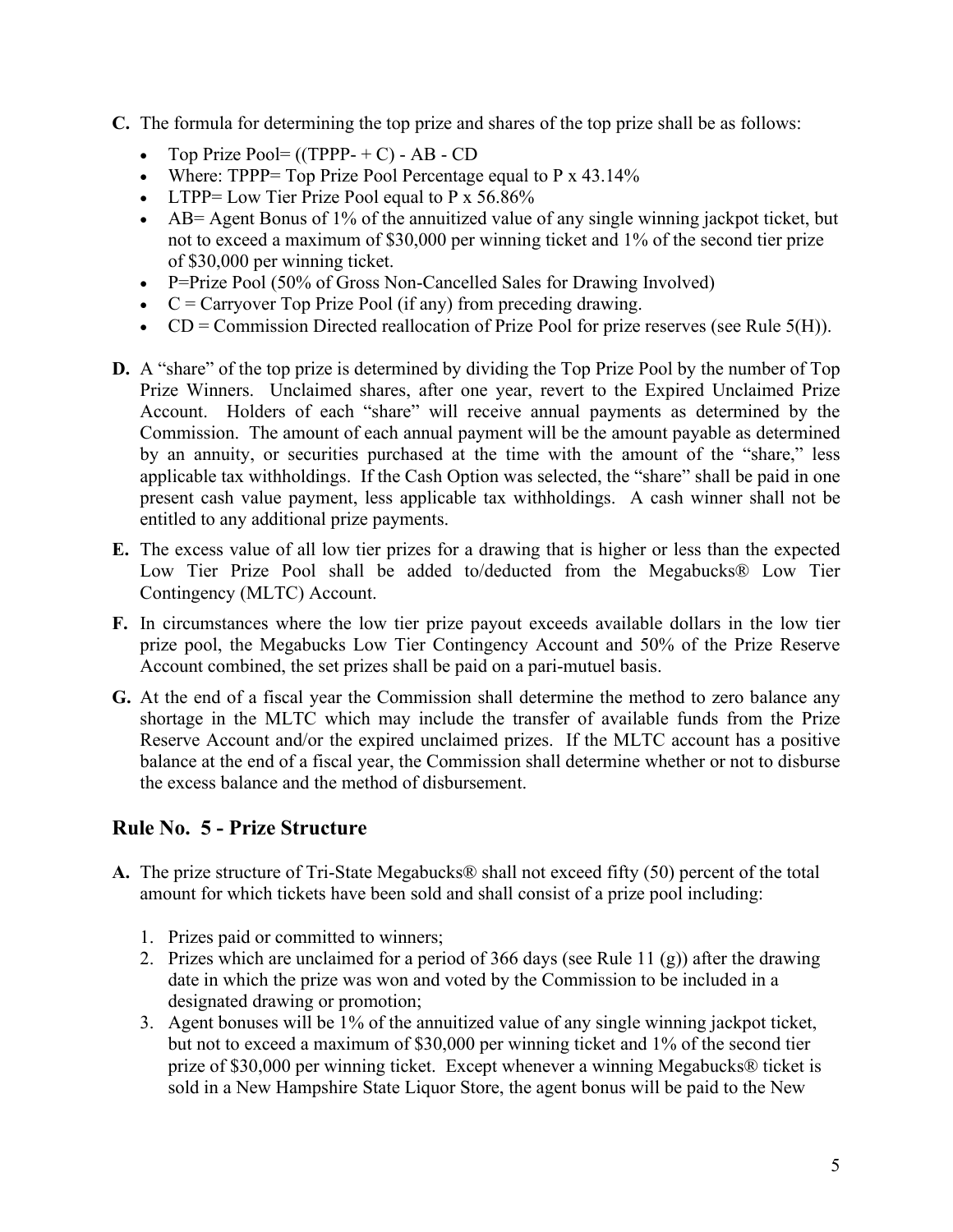**C.** The formula for determining the top prize and shares of the top prize shall be as follows:

- Top Prize Pool= ((TPPP- + C) - AB - CD
- Where: TPPP= Top Prize Pool Percentage equal to P x 43.14%
- LTPP= Low Tier Prize Pool equal to P x 56.86%
- AB= Agent Bonus of 1% of the annuitized value of any single winning jackpot ticket, but not to exceed a maximum of $30,000 per winning ticket and 1% of the second tier prize of $30,000 per winning ticket.
- P=Prize Pool (50% of Gross Non-Cancelled Sales for Drawing Involved)
- C = Carryover Top Prize Pool (if any) from preceding drawing.
- CD = Commission Directed reallocation of Prize Pool for prize reserves (see Rule 5(H)).

**D.** A "share" of the top prize is determined by dividing the Top Prize Pool by the number of Top Prize Winners. Unclaimed shares, after one year, revert to the Expired Unclaimed Prize Account. Holders of each "share" will receive annual payments as determined by the Commission. The amount of each annual payment will be the amount payable as determined by an annuity, or securities purchased at the time with the amount of the "share," less applicable tax withholdings. If the Cash Option was selected, the "share" shall be paid in one present cash value payment, less applicable tax withholdings. A cash winner shall not be entitled to any additional prize payments.

**E.** The excess value of all low tier prizes for a drawing that is higher or less than the expected Low Tier Prize Pool shall be added to/deducted from the Megabucks® Low Tier Contingency (MLTC) Account.

**F.** In circumstances where the low tier prize payout exceeds available dollars in the low tier prize pool, the Megabucks Low Tier Contingency Account and 50% of the Prize Reserve Account combined, the set prizes shall be paid on a pari-mutuel basis.

**G.** At the end of a fiscal year the Commission shall determine the method to zero balance any shortage in the MLTC which may include the transfer of available funds from the Prize Reserve Account and/or the expired unclaimed prizes. If the MLTC account has a positive balance at the end of a fiscal year, the Commission shall determine whether or not to disburse the excess balance and the method of disbursement.

## Rule No. 5 - Prize Structure

**A.** The prize structure of Tri-State Megabucks® shall not exceed fifty (50) percent of the total amount for which tickets have been sold and shall consist of a prize pool including:

1. Prizes paid or committed to winners;
2. Prizes which are unclaimed for a period of 366 days (see Rule 11 (g)) after the drawing date in which the prize was won and voted by the Commission to be included in a designated drawing or promotion;
3. Agent bonuses will be 1% of the annuitized value of any single winning jackpot ticket, but not to exceed a maximum of $30,000 per winning ticket and 1% of the second tier prize of $30,000 per winning ticket. Except whenever a winning Megabucks® ticket is sold in a New Hampshire State Liquor Store, the agent bonus will be paid to the New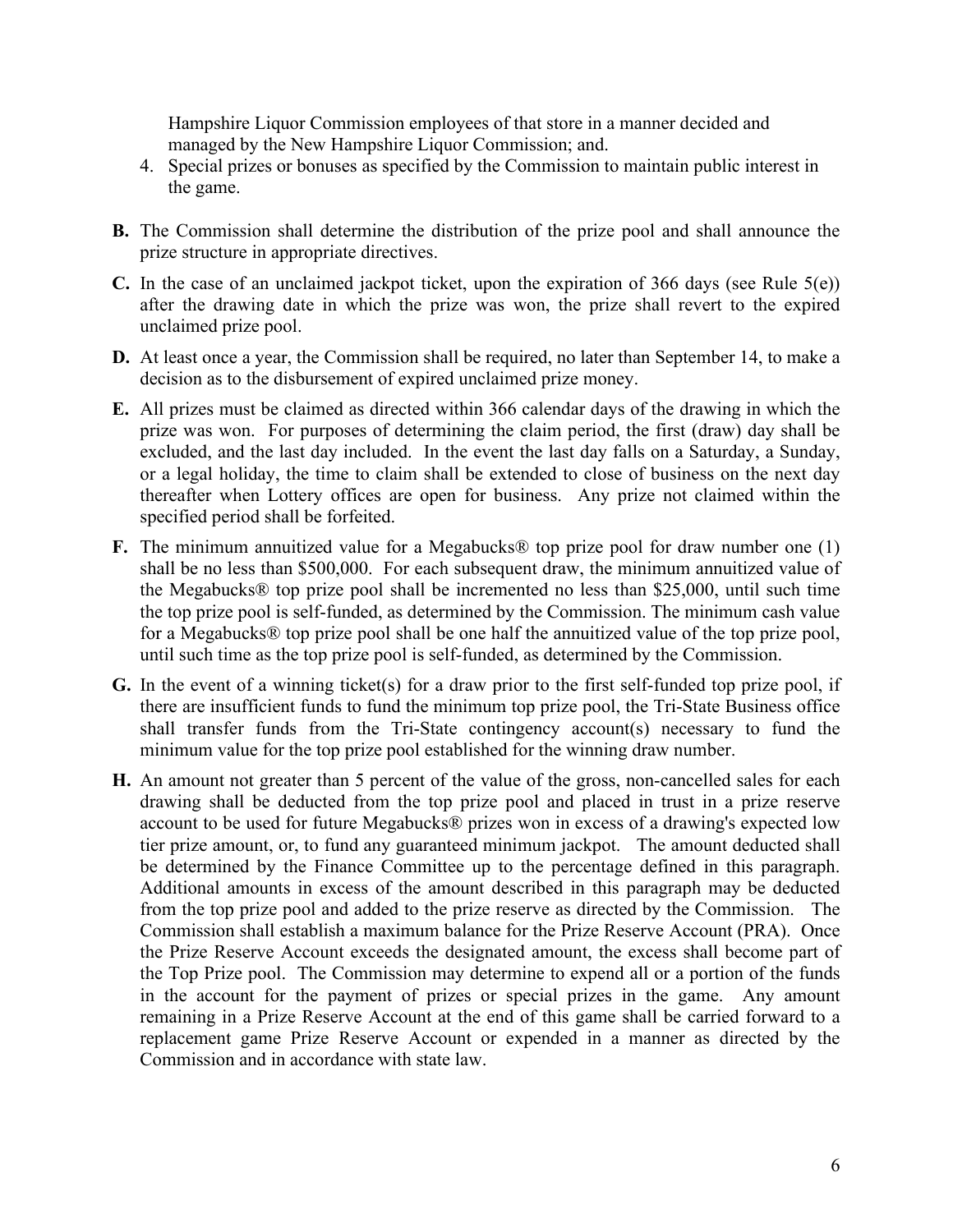Hampshire Liquor Commission employees of that store in a manner decided and managed by the New Hampshire Liquor Commission; and.

4. Special prizes or bonuses as specified by the Commission to maintain public interest in the game.

**B.** The Commission shall determine the distribution of the prize pool and shall announce the prize structure in appropriate directives.

**C.** In the case of an unclaimed jackpot ticket, upon the expiration of 366 days (see Rule 5(e)) after the drawing date in which the prize was won, the prize shall revert to the expired unclaimed prize pool.

**D.** At least once a year, the Commission shall be required, no later than September 14, to make a decision as to the disbursement of expired unclaimed prize money.

**E.** All prizes must be claimed as directed within 366 calendar days of the drawing in which the prize was won. For purposes of determining the claim period, the first (draw) day shall be excluded, and the last day included. In the event the last day falls on a Saturday, a Sunday, or a legal holiday, the time to claim shall be extended to close of business on the next day thereafter when Lottery offices are open for business. Any prize not claimed within the specified period shall be forfeited.

**F.** The minimum annuitized value for a Megabucks® top prize pool for draw number one (1) shall be no less than $500,000. For each subsequent draw, the minimum annuitized value of the Megabucks® top prize pool shall be incremented no less than $25,000, until such time the top prize pool is self-funded, as determined by the Commission. The minimum cash value for a Megabucks® top prize pool shall be one half the annuitized value of the top prize pool, until such time as the top prize pool is self-funded, as determined by the Commission.

**G.** In the event of a winning ticket(s) for a draw prior to the first self-funded top prize pool, if there are insufficient funds to fund the minimum top prize pool, the Tri-State Business office shall transfer funds from the Tri-State contingency account(s) necessary to fund the minimum value for the top prize pool established for the winning draw number.

**H.** An amount not greater than 5 percent of the value of the gross, non-cancelled sales for each drawing shall be deducted from the top prize pool and placed in trust in a prize reserve account to be used for future Megabucks® prizes won in excess of a drawing's expected low tier prize amount, or, to fund any guaranteed minimum jackpot. The amount deducted shall be determined by the Finance Committee up to the percentage defined in this paragraph. Additional amounts in excess of the amount described in this paragraph may be deducted from the top prize pool and added to the prize reserve as directed by the Commission. The Commission shall establish a maximum balance for the Prize Reserve Account (PRA). Once the Prize Reserve Account exceeds the designated amount, the excess shall become part of the Top Prize pool. The Commission may determine to expend all or a portion of the funds in the account for the payment of prizes or special prizes in the game. Any amount remaining in a Prize Reserve Account at the end of this game shall be carried forward to a replacement game Prize Reserve Account or expended in a manner as directed by the Commission and in accordance with state law.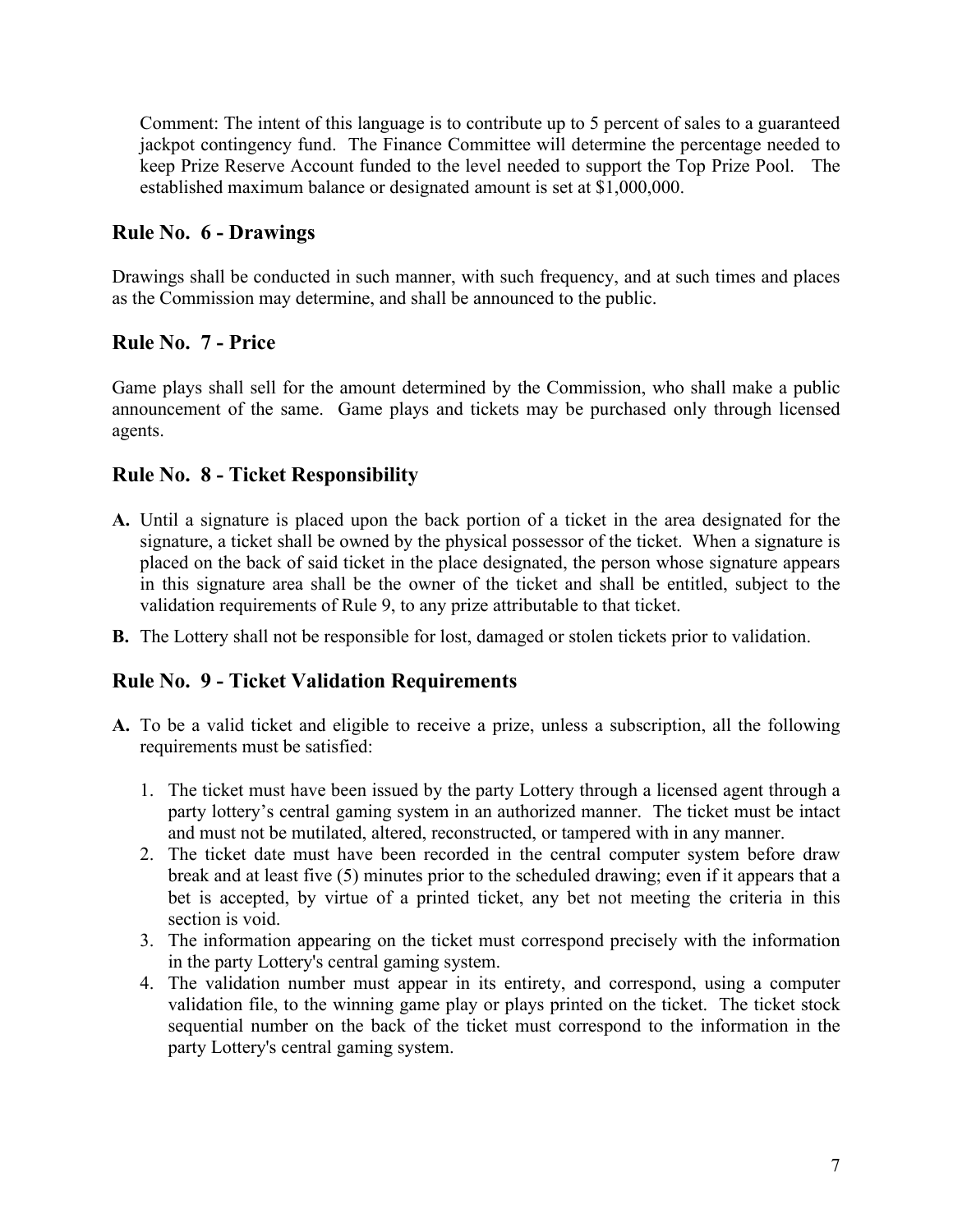Comment: The intent of this language is to contribute up to 5 percent of sales to a guaranteed jackpot contingency fund. The Finance Committee will determine the percentage needed to keep Prize Reserve Account funded to the level needed to support the Top Prize Pool. The established maximum balance or designated amount is set at $1,000,000.

## Rule No. 6 - Drawings

Drawings shall be conducted in such manner, with such frequency, and at such times and places as the Commission may determine, and shall be announced to the public.

## Rule No. 7 - Price

Game plays shall sell for the amount determined by the Commission, who shall make a public announcement of the same. Game plays and tickets may be purchased only through licensed agents.

## Rule No. 8 - Ticket Responsibility

**A.** Until a signature is placed upon the back portion of a ticket in the area designated for the signature, a ticket shall be owned by the physical possessor of the ticket. When a signature is placed on the back of said ticket in the place designated, the person whose signature appears in this signature area shall be the owner of the ticket and shall be entitled, subject to the validation requirements of Rule 9, to any prize attributable to that ticket.

**B.** The Lottery shall not be responsible for lost, damaged or stolen tickets prior to validation.

## Rule No. 9 - Ticket Validation Requirements

**A.** To be a valid ticket and eligible to receive a prize, unless a subscription, all the following requirements must be satisfied:

1. The ticket must have been issued by the party Lottery through a licensed agent through a party lottery's central gaming system in an authorized manner. The ticket must be intact and must not be mutilated, altered, reconstructed, or tampered with in any manner.
2. The ticket date must have been recorded in the central computer system before draw break and at least five (5) minutes prior to the scheduled drawing; even if it appears that a bet is accepted, by virtue of a printed ticket, any bet not meeting the criteria in this section is void.
3. The information appearing on the ticket must correspond precisely with the information in the party Lottery's central gaming system.
4. The validation number must appear in its entirety, and correspond, using a computer validation file, to the winning game play or plays printed on the ticket. The ticket stock sequential number on the back of the ticket must correspond to the information in the party Lottery's central gaming system.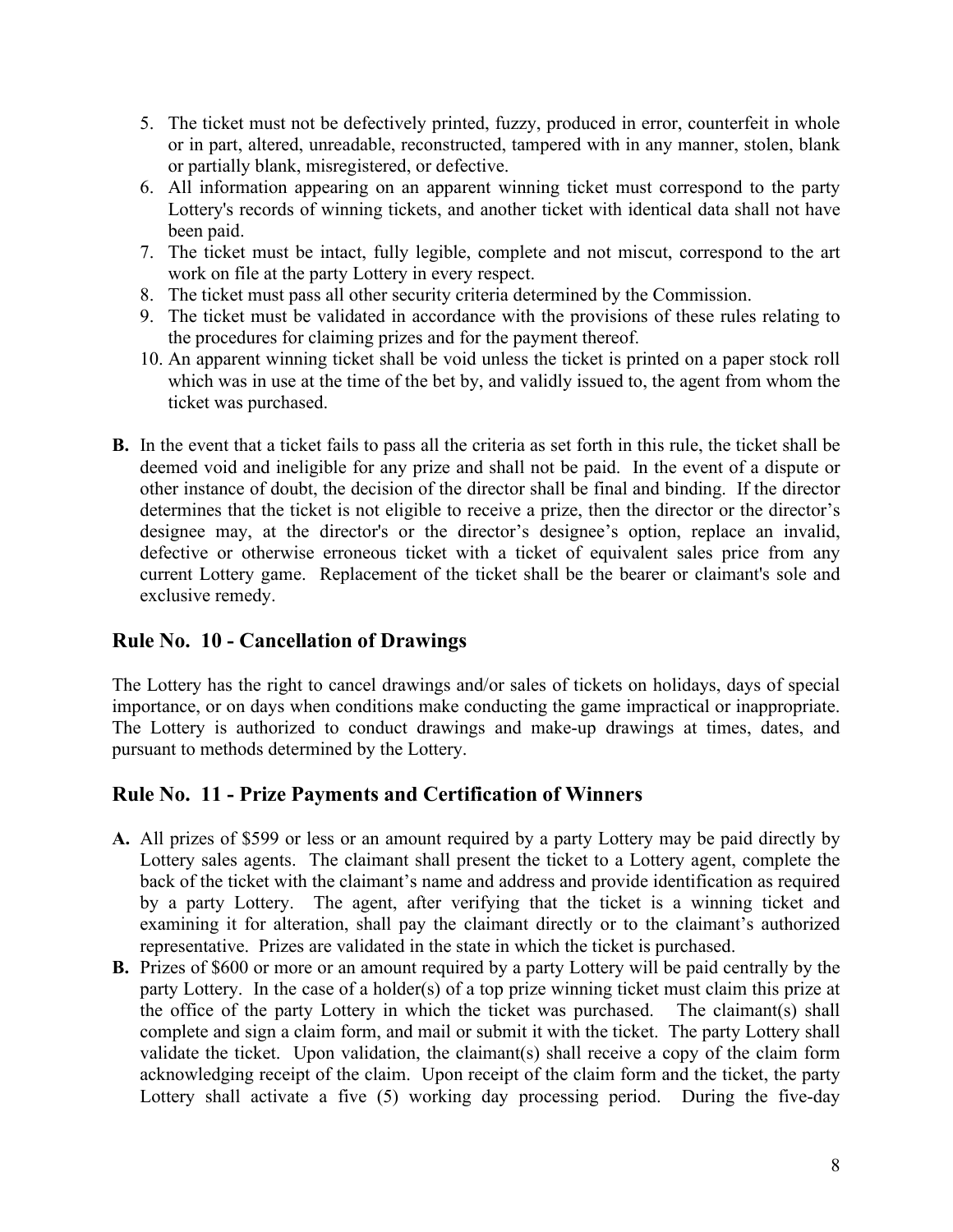5. The ticket must not be defectively printed, fuzzy, produced in error, counterfeit in whole or in part, altered, unreadable, reconstructed, tampered with in any manner, stolen, blank or partially blank, misregistered, or defective.
6. All information appearing on an apparent winning ticket must correspond to the party Lottery's records of winning tickets, and another ticket with identical data shall not have been paid.
7. The ticket must be intact, fully legible, complete and not miscut, correspond to the art work on file at the party Lottery in every respect.
8. The ticket must pass all other security criteria determined by the Commission.
9. The ticket must be validated in accordance with the provisions of these rules relating to the procedures for claiming prizes and for the payment thereof.
10. An apparent winning ticket shall be void unless the ticket is printed on a paper stock roll which was in use at the time of the bet by, and validly issued to, the agent from whom the ticket was purchased.

**B.** In the event that a ticket fails to pass all the criteria as set forth in this rule, the ticket shall be deemed void and ineligible for any prize and shall not be paid. In the event of a dispute or other instance of doubt, the decision of the director shall be final and binding. If the director determines that the ticket is not eligible to receive a prize, then the director or the director's designee may, at the director's or the director's designee's option, replace an invalid, defective or otherwise erroneous ticket with a ticket of equivalent sales price from any current Lottery game. Replacement of the ticket shall be the bearer or claimant's sole and exclusive remedy.

## Rule No. 10 - Cancellation of Drawings

The Lottery has the right to cancel drawings and/or sales of tickets on holidays, days of special importance, or on days when conditions make conducting the game impractical or inappropriate. The Lottery is authorized to conduct drawings and make-up drawings at times, dates, and pursuant to methods determined by the Lottery.

## Rule No. 11 - Prize Payments and Certification of Winners

**A.** All prizes of $599 or less or an amount required by a party Lottery may be paid directly by Lottery sales agents. The claimant shall present the ticket to a Lottery agent, complete the back of the ticket with the claimant's name and address and provide identification as required by a party Lottery. The agent, after verifying that the ticket is a winning ticket and examining it for alteration, shall pay the claimant directly or to the claimant's authorized representative. Prizes are validated in the state in which the ticket is purchased.

**B.** Prizes of $600 or more or an amount required by a party Lottery will be paid centrally by the party Lottery. In the case of a holder(s) of a top prize winning ticket must claim this prize at the office of the party Lottery in which the ticket was purchased. The claimant(s) shall complete and sign a claim form, and mail or submit it with the ticket. The party Lottery shall validate the ticket. Upon validation, the claimant(s) shall receive a copy of the claim form acknowledging receipt of the claim. Upon receipt of the claim form and the ticket, the party Lottery shall activate a five (5) working day processing period. During the five-day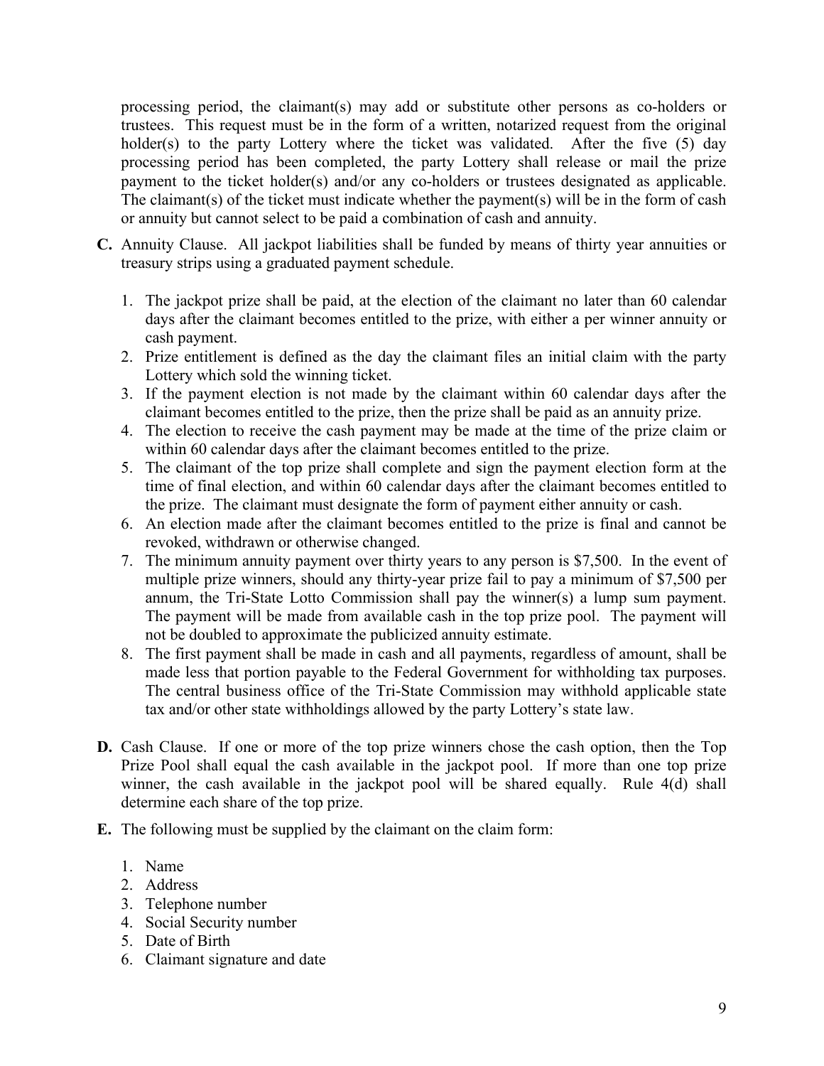processing period, the claimant(s) may add or substitute other persons as co-holders or trustees. This request must be in the form of a written, notarized request from the original holder(s) to the party Lottery where the ticket was validated. After the five (5) day processing period has been completed, the party Lottery shall release or mail the prize payment to the ticket holder(s) and/or any co-holders or trustees designated as applicable. The claimant(s) of the ticket must indicate whether the payment(s) will be in the form of cash or annuity but cannot select to be paid a combination of cash and annuity.

**C.** Annuity Clause. All jackpot liabilities shall be funded by means of thirty year annuities or treasury strips using a graduated payment schedule.

1. The jackpot prize shall be paid, at the election of the claimant no later than 60 calendar days after the claimant becomes entitled to the prize, with either a per winner annuity or cash payment.
2. Prize entitlement is defined as the day the claimant files an initial claim with the party Lottery which sold the winning ticket.
3. If the payment election is not made by the claimant within 60 calendar days after the claimant becomes entitled to the prize, then the prize shall be paid as an annuity prize.
4. The election to receive the cash payment may be made at the time of the prize claim or within 60 calendar days after the claimant becomes entitled to the prize.
5. The claimant of the top prize shall complete and sign the payment election form at the time of final election, and within 60 calendar days after the claimant becomes entitled to the prize. The claimant must designate the form of payment either annuity or cash.
6. An election made after the claimant becomes entitled to the prize is final and cannot be revoked, withdrawn or otherwise changed.
7. The minimum annuity payment over thirty years to any person is $7,500. In the event of multiple prize winners, should any thirty-year prize fail to pay a minimum of $7,500 per annum, the Tri-State Lotto Commission shall pay the winner(s) a lump sum payment. The payment will be made from available cash in the top prize pool. The payment will not be doubled to approximate the publicized annuity estimate.
8. The first payment shall be made in cash and all payments, regardless of amount, shall be made less that portion payable to the Federal Government for withholding tax purposes. The central business office of the Tri-State Commission may withhold applicable state tax and/or other state withholdings allowed by the party Lottery's state law.

**D.** Cash Clause. If one or more of the top prize winners chose the cash option, then the Top Prize Pool shall equal the cash available in the jackpot pool. If more than one top prize winner, the cash available in the jackpot pool will be shared equally. Rule 4(d) shall determine each share of the top prize.

**E.** The following must be supplied by the claimant on the claim form:

1. Name
2. Address
3. Telephone number
4. Social Security number
5. Date of Birth
6. Claimant signature and date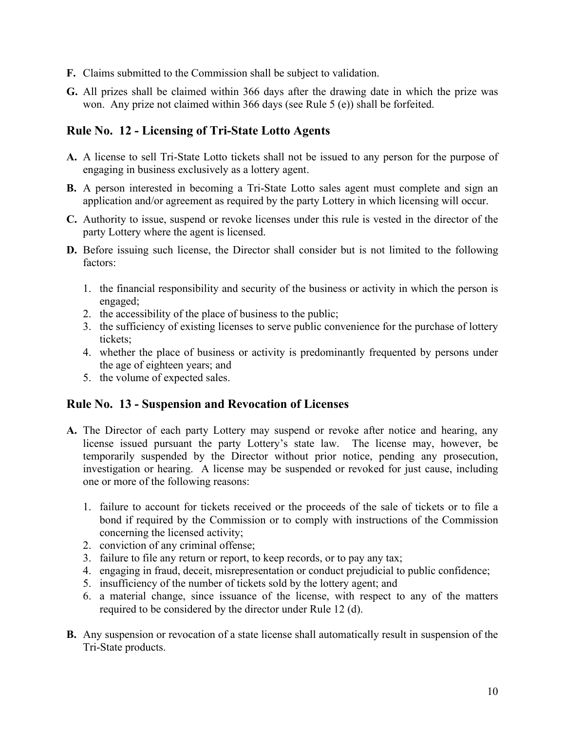**F.** Claims submitted to the Commission shall be subject to validation.

**G.** All prizes shall be claimed within 366 days after the drawing date in which the prize was won. Any prize not claimed within 366 days (see Rule 5 (e)) shall be forfeited.

## Rule No. 12 - Licensing of Tri-State Lotto Agents

**A.** A license to sell Tri-State Lotto tickets shall not be issued to any person for the purpose of engaging in business exclusively as a lottery agent.

**B.** A person interested in becoming a Tri-State Lotto sales agent must complete and sign an application and/or agreement as required by the party Lottery in which licensing will occur.

**C.** Authority to issue, suspend or revoke licenses under this rule is vested in the director of the party Lottery where the agent is licensed.

**D.** Before issuing such license, the Director shall consider but is not limited to the following factors:

1. the financial responsibility and security of the business or activity in which the person is engaged;
2. the accessibility of the place of business to the public;
3. the sufficiency of existing licenses to serve public convenience for the purchase of lottery tickets;
4. whether the place of business or activity is predominantly frequented by persons under the age of eighteen years; and
5. the volume of expected sales.

## Rule No. 13 - Suspension and Revocation of Licenses

**A.** The Director of each party Lottery may suspend or revoke after notice and hearing, any license issued pursuant the party Lottery's state law. The license may, however, be temporarily suspended by the Director without prior notice, pending any prosecution, investigation or hearing. A license may be suspended or revoked for just cause, including one or more of the following reasons:

1. failure to account for tickets received or the proceeds of the sale of tickets or to file a bond if required by the Commission or to comply with instructions of the Commission concerning the licensed activity;
2. conviction of any criminal offense;
3. failure to file any return or report, to keep records, or to pay any tax;
4. engaging in fraud, deceit, misrepresentation or conduct prejudicial to public confidence;
5. insufficiency of the number of tickets sold by the lottery agent; and
6. a material change, since issuance of the license, with respect to any of the matters required to be considered by the director under Rule 12 (d).

**B.** Any suspension or revocation of a state license shall automatically result in suspension of the Tri-State products.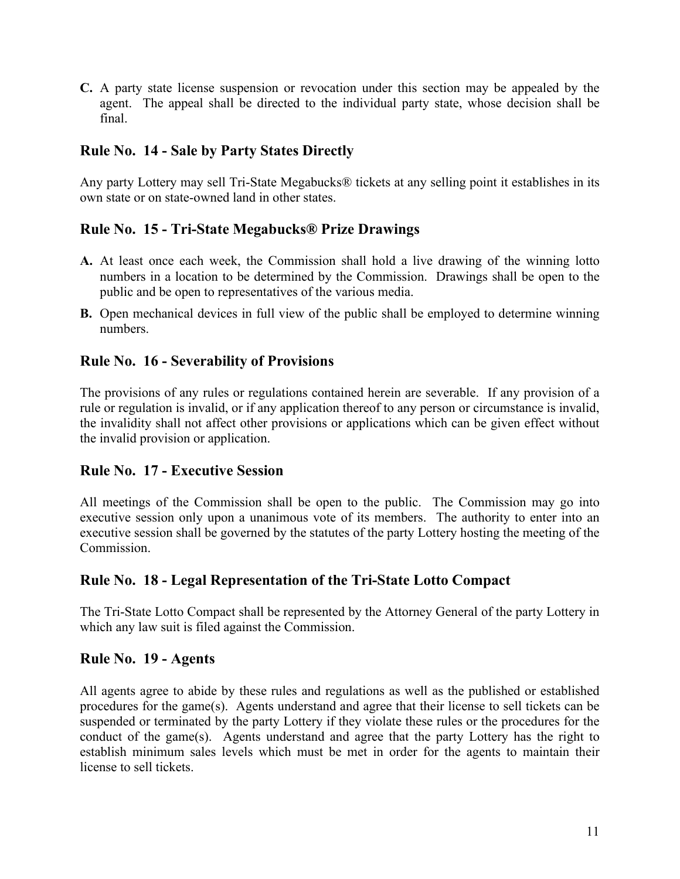**C.** A party state license suspension or revocation under this section may be appealed by the agent. The appeal shall be directed to the individual party state, whose decision shall be final.

## Rule No. 14 - Sale by Party States Directly

Any party Lottery may sell Tri-State Megabucks® tickets at any selling point it establishes in its own state or on state-owned land in other states.

## Rule No. 15 - Tri-State Megabucks® Prize Drawings

**A.** At least once each week, the Commission shall hold a live drawing of the winning lotto numbers in a location to be determined by the Commission. Drawings shall be open to the public and be open to representatives of the various media.

**B.** Open mechanical devices in full view of the public shall be employed to determine winning numbers.

## Rule No. 16 - Severability of Provisions

The provisions of any rules or regulations contained herein are severable. If any provision of a rule or regulation is invalid, or if any application thereof to any person or circumstance is invalid, the invalidity shall not affect other provisions or applications which can be given effect without the invalid provision or application.

## Rule No. 17 - Executive Session

All meetings of the Commission shall be open to the public. The Commission may go into executive session only upon a unanimous vote of its members. The authority to enter into an executive session shall be governed by the statutes of the party Lottery hosting the meeting of the Commission.

## Rule No. 18 - Legal Representation of the Tri-State Lotto Compact

The Tri-State Lotto Compact shall be represented by the Attorney General of the party Lottery in which any law suit is filed against the Commission.

## Rule No. 19 - Agents

All agents agree to abide by these rules and regulations as well as the published or established procedures for the game(s). Agents understand and agree that their license to sell tickets can be suspended or terminated by the party Lottery if they violate these rules or the procedures for the conduct of the game(s). Agents understand and agree that the party Lottery has the right to establish minimum sales levels which must be met in order for the agents to maintain their license to sell tickets.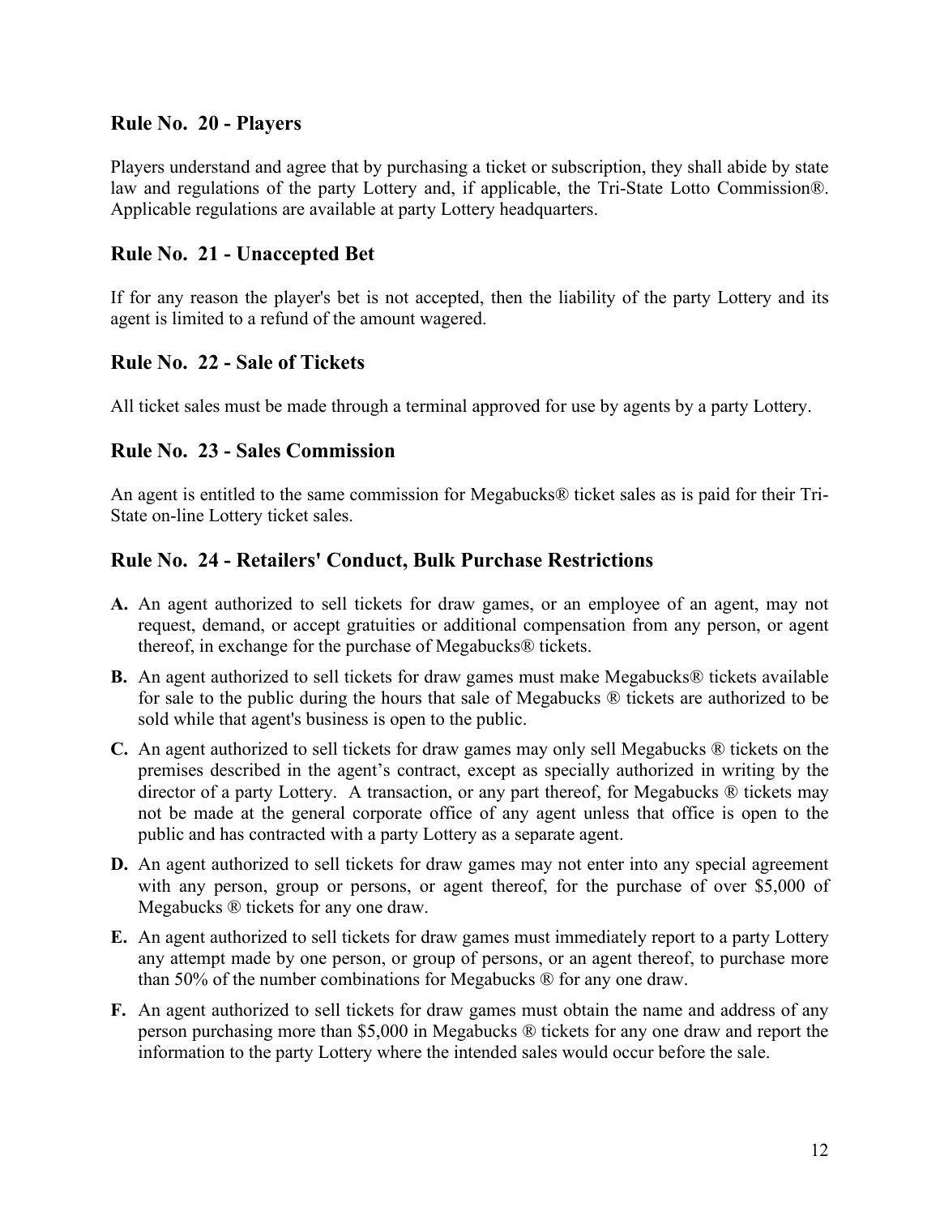## Rule No. 20 - Players

Players understand and agree that by purchasing a ticket or subscription, they shall abide by state law and regulations of the party Lottery and, if applicable, the Tri-State Lotto Commission®. Applicable regulations are available at party Lottery headquarters.

## Rule No. 21 - Unaccepted Bet

If for any reason the player's bet is not accepted, then the liability of the party Lottery and its agent is limited to a refund of the amount wagered.

## Rule No. 22 - Sale of Tickets

All ticket sales must be made through a terminal approved for use by agents by a party Lottery.

## Rule No. 23 - Sales Commission

An agent is entitled to the same commission for Megabucks® ticket sales as is paid for their Tri-State on-line Lottery ticket sales.

## Rule No. 24 - Retailers' Conduct, Bulk Purchase Restrictions

**A.** An agent authorized to sell tickets for draw games, or an employee of an agent, may not request, demand, or accept gratuities or additional compensation from any person, or agent thereof, in exchange for the purchase of Megabucks® tickets.

**B.** An agent authorized to sell tickets for draw games must make Megabucks® tickets available for sale to the public during the hours that sale of Megabucks ® tickets are authorized to be sold while that agent's business is open to the public.

**C.** An agent authorized to sell tickets for draw games may only sell Megabucks ® tickets on the premises described in the agent's contract, except as specially authorized in writing by the director of a party Lottery. A transaction, or any part thereof, for Megabucks ® tickets may not be made at the general corporate office of any agent unless that office is open to the public and has contracted with a party Lottery as a separate agent.

**D.** An agent authorized to sell tickets for draw games may not enter into any special agreement with any person, group or persons, or agent thereof, for the purchase of over $5,000 of Megabucks ® tickets for any one draw.

**E.** An agent authorized to sell tickets for draw games must immediately report to a party Lottery any attempt made by one person, or group of persons, or an agent thereof, to purchase more than 50% of the number combinations for Megabucks ® for any one draw.

**F.** An agent authorized to sell tickets for draw games must obtain the name and address of any person purchasing more than $5,000 in Megabucks ® tickets for any one draw and report the information to the party Lottery where the intended sales would occur before the sale.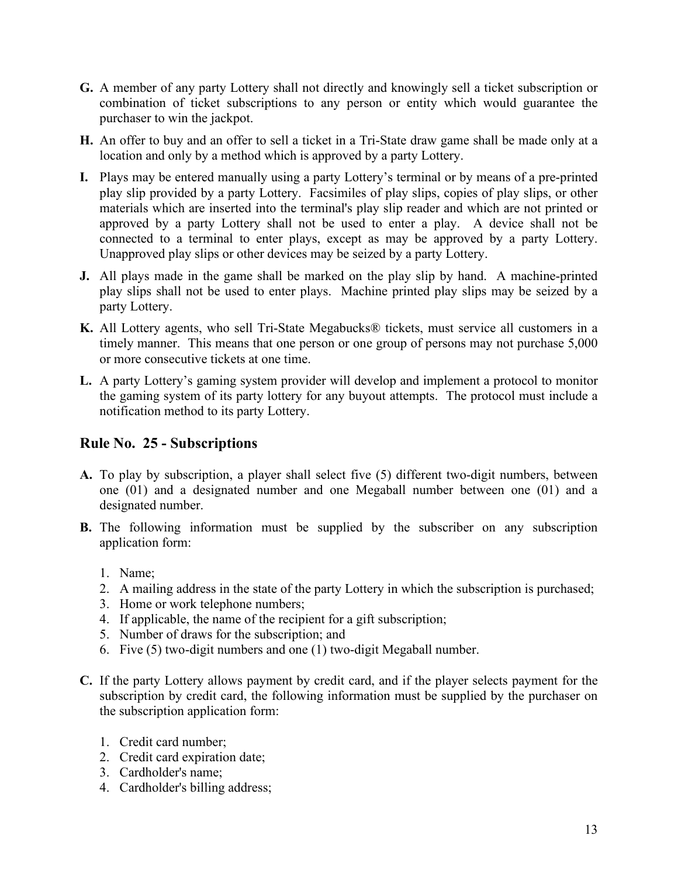**G.** A member of any party Lottery shall not directly and knowingly sell a ticket subscription or combination of ticket subscriptions to any person or entity which would guarantee the purchaser to win the jackpot.

**H.** An offer to buy and an offer to sell a ticket in a Tri-State draw game shall be made only at a location and only by a method which is approved by a party Lottery.

**I.** Plays may be entered manually using a party Lottery's terminal or by means of a pre-printed play slip provided by a party Lottery. Facsimiles of play slips, copies of play slips, or other materials which are inserted into the terminal's play slip reader and which are not printed or approved by a party Lottery shall not be used to enter a play. A device shall not be connected to a terminal to enter plays, except as may be approved by a party Lottery. Unapproved play slips or other devices may be seized by a party Lottery.

**J.** All plays made in the game shall be marked on the play slip by hand. A machine-printed play slips shall not be used to enter plays. Machine printed play slips may be seized by a party Lottery.

**K.** All Lottery agents, who sell Tri-State Megabucks® tickets, must service all customers in a timely manner. This means that one person or one group of persons may not purchase 5,000 or more consecutive tickets at one time.

**L.** A party Lottery's gaming system provider will develop and implement a protocol to monitor the gaming system of its party lottery for any buyout attempts. The protocol must include a notification method to its party Lottery.

## Rule No. 25 - Subscriptions

**A.** To play by subscription, a player shall select five (5) different two-digit numbers, between one (01) and a designated number and one Megaball number between one (01) and a designated number.

**B.** The following information must be supplied by the subscriber on any subscription application form:

1. Name;
2. A mailing address in the state of the party Lottery in which the subscription is purchased;
3. Home or work telephone numbers;
4. If applicable, the name of the recipient for a gift subscription;
5. Number of draws for the subscription; and
6. Five (5) two-digit numbers and one (1) two-digit Megaball number.

**C.** If the party Lottery allows payment by credit card, and if the player selects payment for the subscription by credit card, the following information must be supplied by the purchaser on the subscription application form:

1. Credit card number;
2. Credit card expiration date;
3. Cardholder's name;
4. Cardholder's billing address;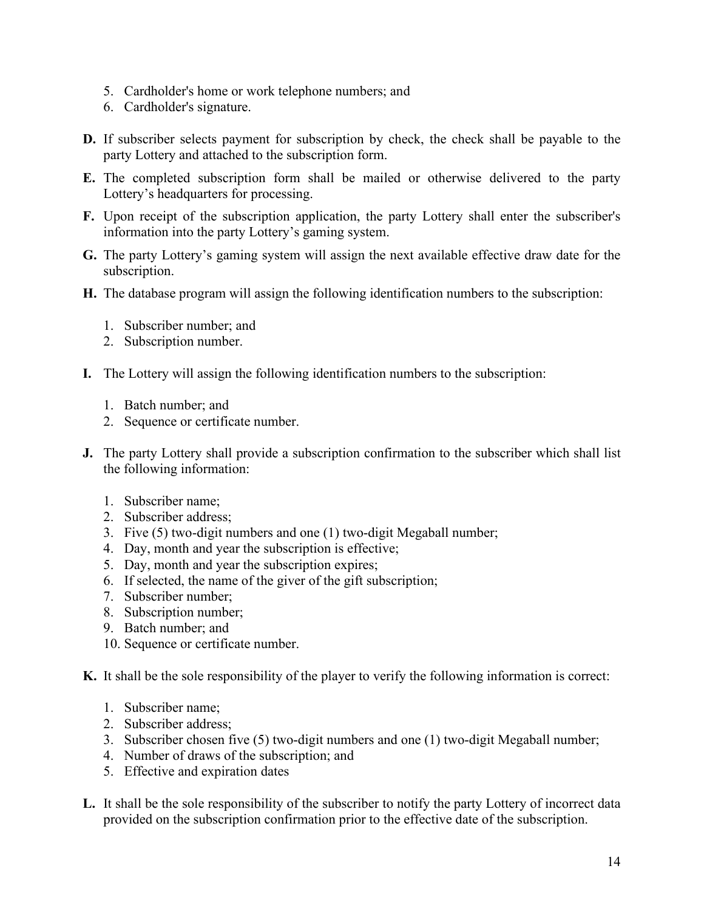5. Cardholder's home or work telephone numbers; and
6. Cardholder's signature.

**D.** If subscriber selects payment for subscription by check, the check shall be payable to the party Lottery and attached to the subscription form.

**E.** The completed subscription form shall be mailed or otherwise delivered to the party Lottery's headquarters for processing.

**F.** Upon receipt of the subscription application, the party Lottery shall enter the subscriber's information into the party Lottery's gaming system.

**G.** The party Lottery's gaming system will assign the next available effective draw date for the subscription.

**H.** The database program will assign the following identification numbers to the subscription:

1. Subscriber number; and
2. Subscription number.

**I.** The Lottery will assign the following identification numbers to the subscription:

1. Batch number; and
2. Sequence or certificate number.

**J.** The party Lottery shall provide a subscription confirmation to the subscriber which shall list the following information:

1. Subscriber name;
2. Subscriber address;
3. Five (5) two-digit numbers and one (1) two-digit Megaball number;
4. Day, month and year the subscription is effective;
5. Day, month and year the subscription expires;
6. If selected, the name of the giver of the gift subscription;
7. Subscriber number;
8. Subscription number;
9. Batch number; and
10. Sequence or certificate number.

**K.** It shall be the sole responsibility of the player to verify the following information is correct:

1. Subscriber name;
2. Subscriber address;
3. Subscriber chosen five (5) two-digit numbers and one (1) two-digit Megaball number;
4. Number of draws of the subscription; and
5. Effective and expiration dates

**L.** It shall be the sole responsibility of the subscriber to notify the party Lottery of incorrect data provided on the subscription confirmation prior to the effective date of the subscription.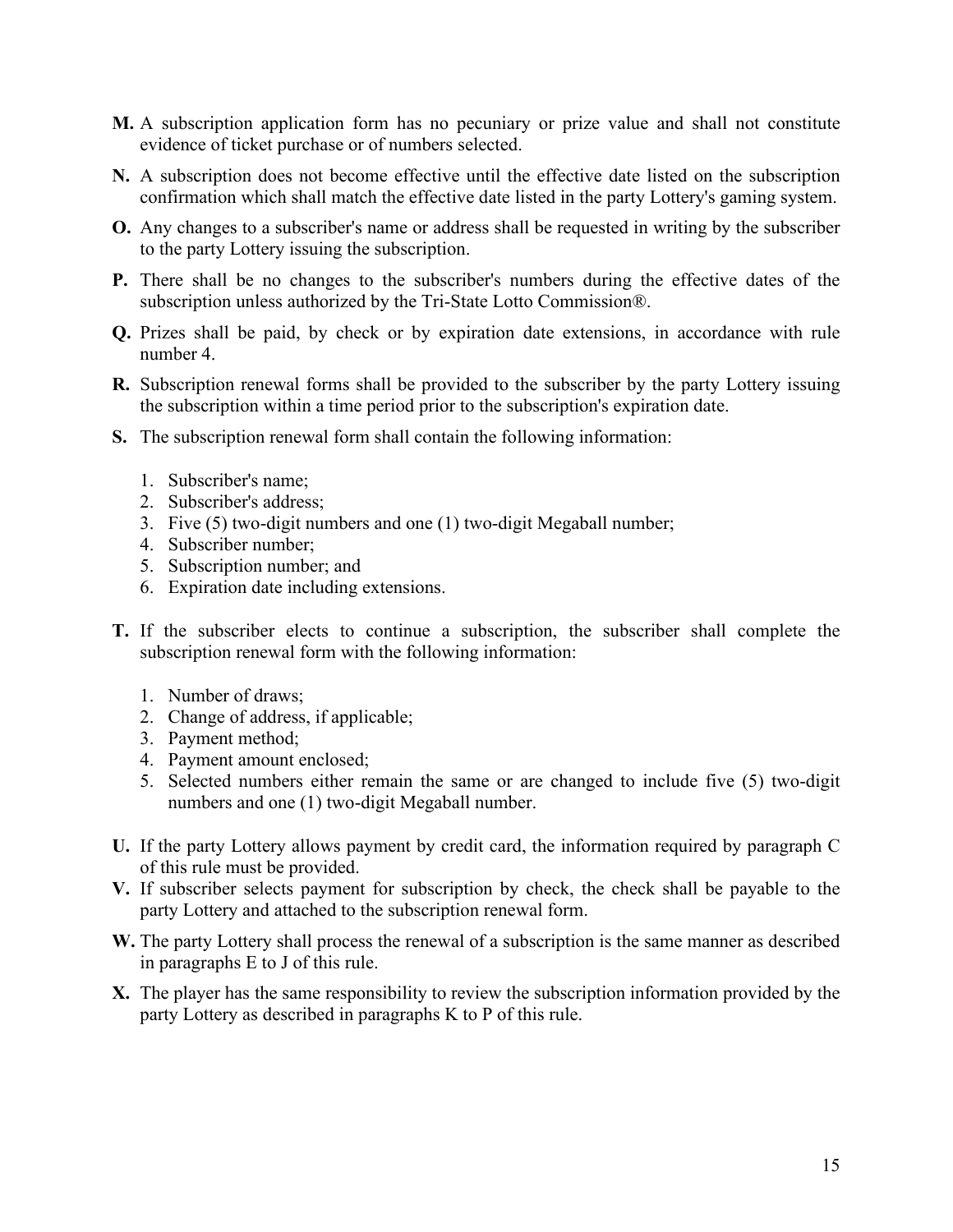**M.** A subscription application form has no pecuniary or prize value and shall not constitute evidence of ticket purchase or of numbers selected.

**N.** A subscription does not become effective until the effective date listed on the subscription confirmation which shall match the effective date listed in the party Lottery's gaming system.

**O.** Any changes to a subscriber's name or address shall be requested in writing by the subscriber to the party Lottery issuing the subscription.

**P.** There shall be no changes to the subscriber's numbers during the effective dates of the subscription unless authorized by the Tri-State Lotto Commission®.

**Q.** Prizes shall be paid, by check or by expiration date extensions, in accordance with rule number 4.

**R.** Subscription renewal forms shall be provided to the subscriber by the party Lottery issuing the subscription within a time period prior to the subscription's expiration date.

**S.** The subscription renewal form shall contain the following information:

1. Subscriber's name;
2. Subscriber's address;
3. Five (5) two-digit numbers and one (1) two-digit Megaball number;
4. Subscriber number;
5. Subscription number; and
6. Expiration date including extensions.

**T.** If the subscriber elects to continue a subscription, the subscriber shall complete the subscription renewal form with the following information:

1. Number of draws;
2. Change of address, if applicable;
3. Payment method;
4. Payment amount enclosed;
5. Selected numbers either remain the same or are changed to include five (5) two-digit numbers and one (1) two-digit Megaball number.

**U.** If the party Lottery allows payment by credit card, the information required by paragraph C of this rule must be provided.

**V.** If subscriber selects payment for subscription by check, the check shall be payable to the party Lottery and attached to the subscription renewal form.

**W.** The party Lottery shall process the renewal of a subscription is the same manner as described in paragraphs E to J of this rule.

**X.** The player has the same responsibility to review the subscription information provided by the party Lottery as described in paragraphs K to P of this rule.